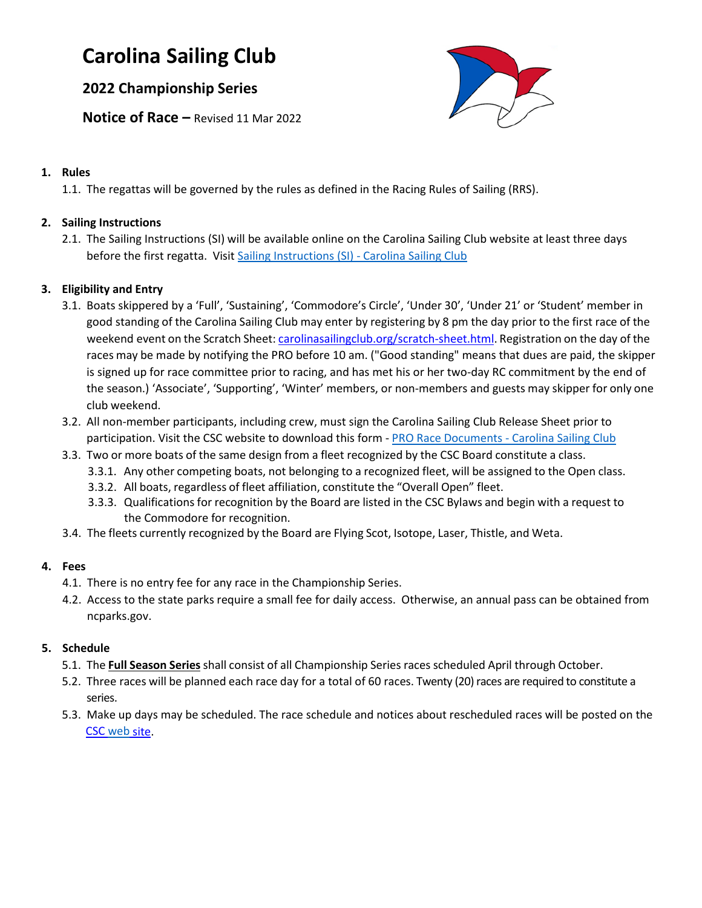# Carolina Sailing Club

## 2022 Championship Series

**Notice of Race –** Revised 11 Mar 2022

1. **Rules**
   1.1. The regattas will be governed by the rules as defined in the Racing Rules of Sailing (RRS).

2. **Sailing Instructions**
   2.1. The Sailing Instructions (SI) will be available online on the Carolina Sailing Club website at least three days before the first regatta. Visit [Sailing Instructions (SI) - Carolina Sailing Club]

3. **Eligibility and Entry**
   3.1. Boats skippered by a 'Full', 'Sustaining', 'Commodore's Circle', 'Under 30', 'Under 21' or 'Student' member in good standing of the Carolina Sailing Club may enter by registering by 8 pm the day prior to the first race of the weekend event on the Scratch Sheet: carolinasailingclub.org/scratch-sheet.html. Registration on the day of the races may be made by notifying the PRO before 10 am. ("Good standing" means that dues are paid, the skipper is signed up for race committee prior to racing, and has met his or her two-day RC commitment by the end of the season.) 'Associate', 'Supporting', 'Winter' members, or non-members and guests may skipper for only one club weekend.
   3.2. All non-member participants, including crew, must sign the Carolina Sailing Club Release Sheet prior to participation. Visit the CSC website to download this form - [PRO Race Documents - Carolina Sailing Club]
   3.3. Two or more boats of the same design from a fleet recognized by the CSC Board constitute a class.
      3.3.1. Any other competing boats, not belonging to a recognized fleet, will be assigned to the Open class.
      3.3.2. All boats, regardless of fleet affiliation, constitute the "Overall Open" fleet.
      3.3.3. Qualifications for recognition by the Board are listed in the CSC Bylaws and begin with a request to the Commodore for recognition.
   3.4. The fleets currently recognized by the Board are Flying Scot, Isotope, Laser, Thistle, and Weta.

4. **Fees**
   4.1. There is no entry fee for any race in the Championship Series.
   4.2. Access to the state parks require a small fee for daily access. Otherwise, an annual pass can be obtained from ncparks.gov.

5. **Schedule**
   5.1. The **Full Season Series** shall consist of all Championship Series races scheduled April through October.
   5.2. Three races will be planned each race day for a total of 60 races. Twenty (20) races are required to constitute a series.
   5.3. Make up days may be scheduled. The race schedule and notices about rescheduled races will be posted on the CSC web site.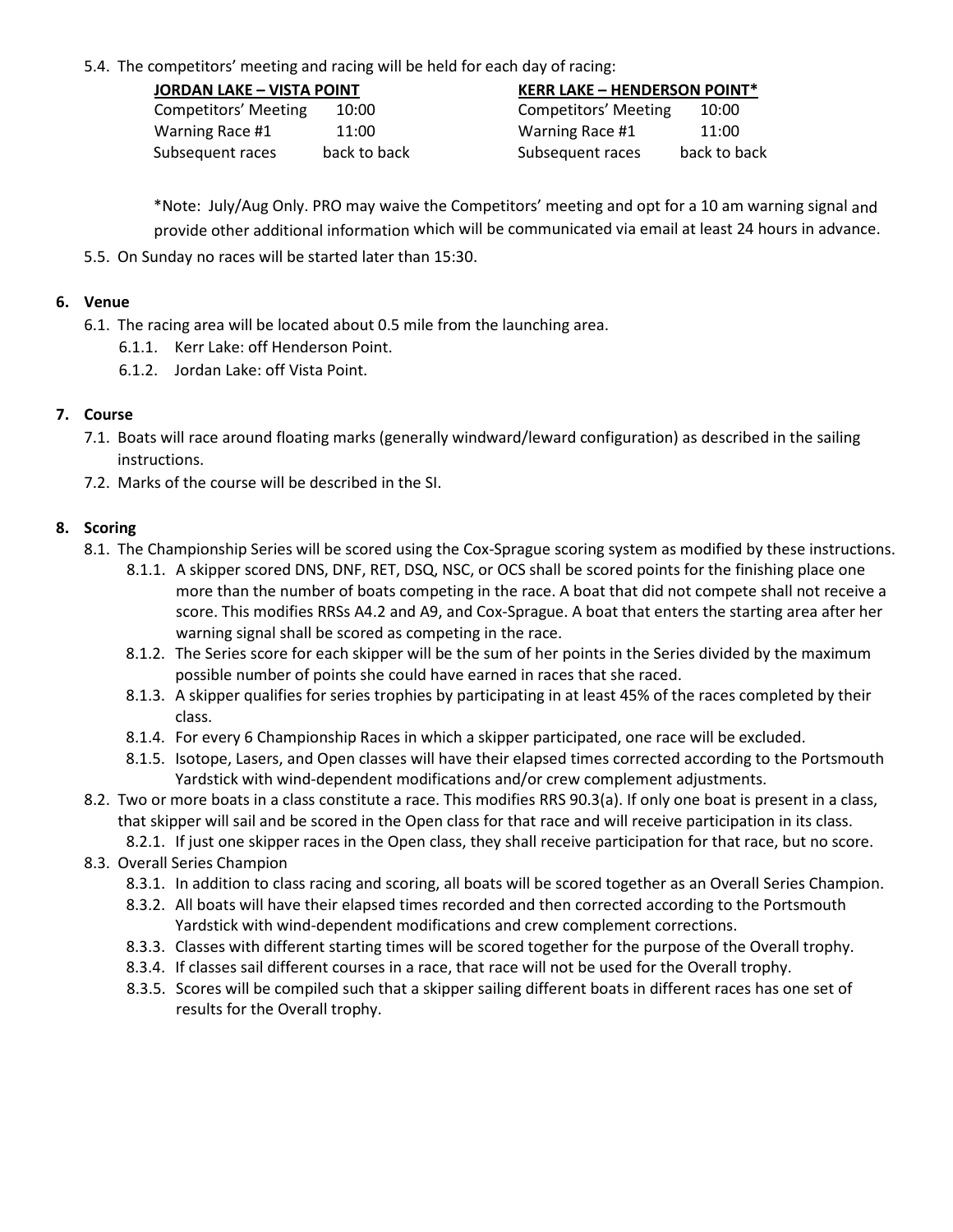5.4. The competitors' meeting and racing will be held for each day of racing:

| JORDAN LAKE – VISTA POINT | | KERR LAKE – HENDERSON POINT* | |
|---|---|---|---|
| Competitors' Meeting | 10:00 | Competitors' Meeting | 10:00 |
| Warning Race #1 | 11:00 | Warning Race #1 | 11:00 |
| Subsequent races | back to back | Subsequent races | back to back |

*Note: July/Aug Only. PRO may waive the Competitors' meeting and opt for a 10 am warning signal and provide other additional information which will be communicated via email at least 24 hours in advance.

5.5. On Sunday no races will be started later than 15:30.

## 6. Venue

6.1. The racing area will be located about 0.5 mile from the launching area.

6.1.1. Kerr Lake: off Henderson Point.

6.1.2. Jordan Lake: off Vista Point.

## 7. Course

7.1. Boats will race around floating marks (generally windward/leward configuration) as described in the sailing instructions.

7.2. Marks of the course will be described in the SI.

## 8. Scoring

8.1. The Championship Series will be scored using the Cox-Sprague scoring system as modified by these instructions.

8.1.1. A skipper scored DNS, DNF, RET, DSQ, NSC, or OCS shall be scored points for the finishing place one more than the number of boats competing in the race. A boat that did not compete shall not receive a score. This modifies RRSs A4.2 and A9, and Cox-Sprague. A boat that enters the starting area after her warning signal shall be scored as competing in the race.

8.1.2. The Series score for each skipper will be the sum of her points in the Series divided by the maximum possible number of points she could have earned in races that she raced.

8.1.3. A skipper qualifies for series trophies by participating in at least 45% of the races completed by their class.

8.1.4. For every 6 Championship Races in which a skipper participated, one race will be excluded.

8.1.5. Isotope, Lasers, and Open classes will have their elapsed times corrected according to the Portsmouth Yardstick with wind-dependent modifications and/or crew complement adjustments.

8.2. Two or more boats in a class constitute a race. This modifies RRS 90.3(a). If only one boat is present in a class, that skipper will sail and be scored in the Open class for that race and will receive participation in its class.

8.2.1. If just one skipper races in the Open class, they shall receive participation for that race, but no score.

8.3. Overall Series Champion

8.3.1. In addition to class racing and scoring, all boats will be scored together as an Overall Series Champion.

8.3.2. All boats will have their elapsed times recorded and then corrected according to the Portsmouth Yardstick with wind-dependent modifications and crew complement corrections.

8.3.3. Classes with different starting times will be scored together for the purpose of the Overall trophy.

8.3.4. If classes sail different courses in a race, that race will not be used for the Overall trophy.

8.3.5. Scores will be compiled such that a skipper sailing different boats in different races has one set of results for the Overall trophy.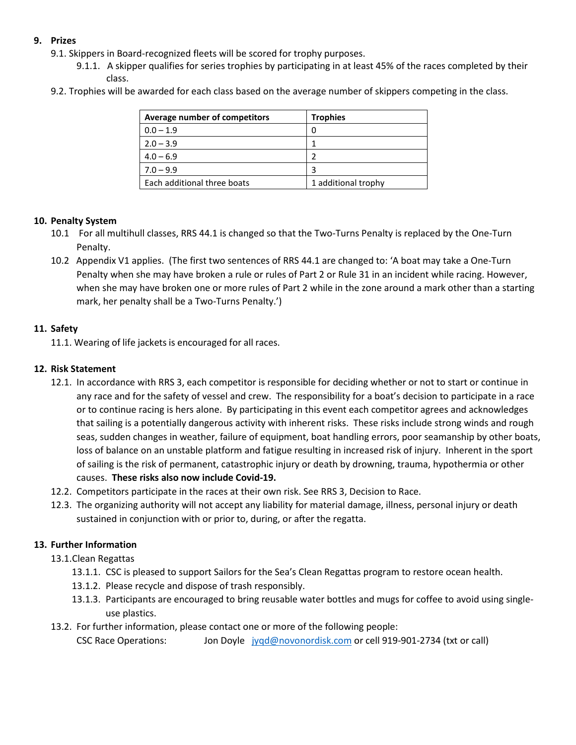## 9. Prizes

9.1. Skippers in Board-recognized fleets will be scored for trophy purposes.

9.1.1. A skipper qualifies for series trophies by participating in at least 45% of the races completed by their class.

9.2. Trophies will be awarded for each class based on the average number of skippers competing in the class.

| Average number of competitors | Trophies |
|---|---|
| 0.0 – 1.9 | 0 |
| 2.0 – 3.9 | 1 |
| 4.0 – 6.9 | 2 |
| 7.0 – 9.9 | 3 |
| Each additional three boats | 1 additional trophy |

## 10. Penalty System

10.1 For all multihull classes, RRS 44.1 is changed so that the Two-Turns Penalty is replaced by the One-Turn Penalty.

10.2 Appendix V1 applies. (The first two sentences of RRS 44.1 are changed to: 'A boat may take a One-Turn Penalty when she may have broken a rule or rules of Part 2 or Rule 31 in an incident while racing. However, when she may have broken one or more rules of Part 2 while in the zone around a mark other than a starting mark, her penalty shall be a Two-Turns Penalty.')

## 11. Safety

11.1. Wearing of life jackets is encouraged for all races.

## 12. Risk Statement

12.1. In accordance with RRS 3, each competitor is responsible for deciding whether or not to start or continue in any race and for the safety of vessel and crew. The responsibility for a boat's decision to participate in a race or to continue racing is hers alone. By participating in this event each competitor agrees and acknowledges that sailing is a potentially dangerous activity with inherent risks. These risks include strong winds and rough seas, sudden changes in weather, failure of equipment, boat handling errors, poor seamanship by other boats, loss of balance on an unstable platform and fatigue resulting in increased risk of injury. Inherent in the sport of sailing is the risk of permanent, catastrophic injury or death by drowning, trauma, hypothermia or other causes. **These risks also now include Covid-19.**

12.2. Competitors participate in the races at their own risk. See RRS 3, Decision to Race.

12.3. The organizing authority will not accept any liability for material damage, illness, personal injury or death sustained in conjunction with or prior to, during, or after the regatta.

## 13. Further Information

13.1. Clean Regattas

13.1.1. CSC is pleased to support Sailors for the Sea's Clean Regattas program to restore ocean health.

13.1.2. Please recycle and dispose of trash responsibly.

13.1.3. Participants are encouraged to bring reusable water bottles and mugs for coffee to avoid using single-use plastics.

13.2. For further information, please contact one or more of the following people:

CSC Race Operations: Jon Doyle jyqd@novonordisk.com or cell 919-901-2734 (txt or call)